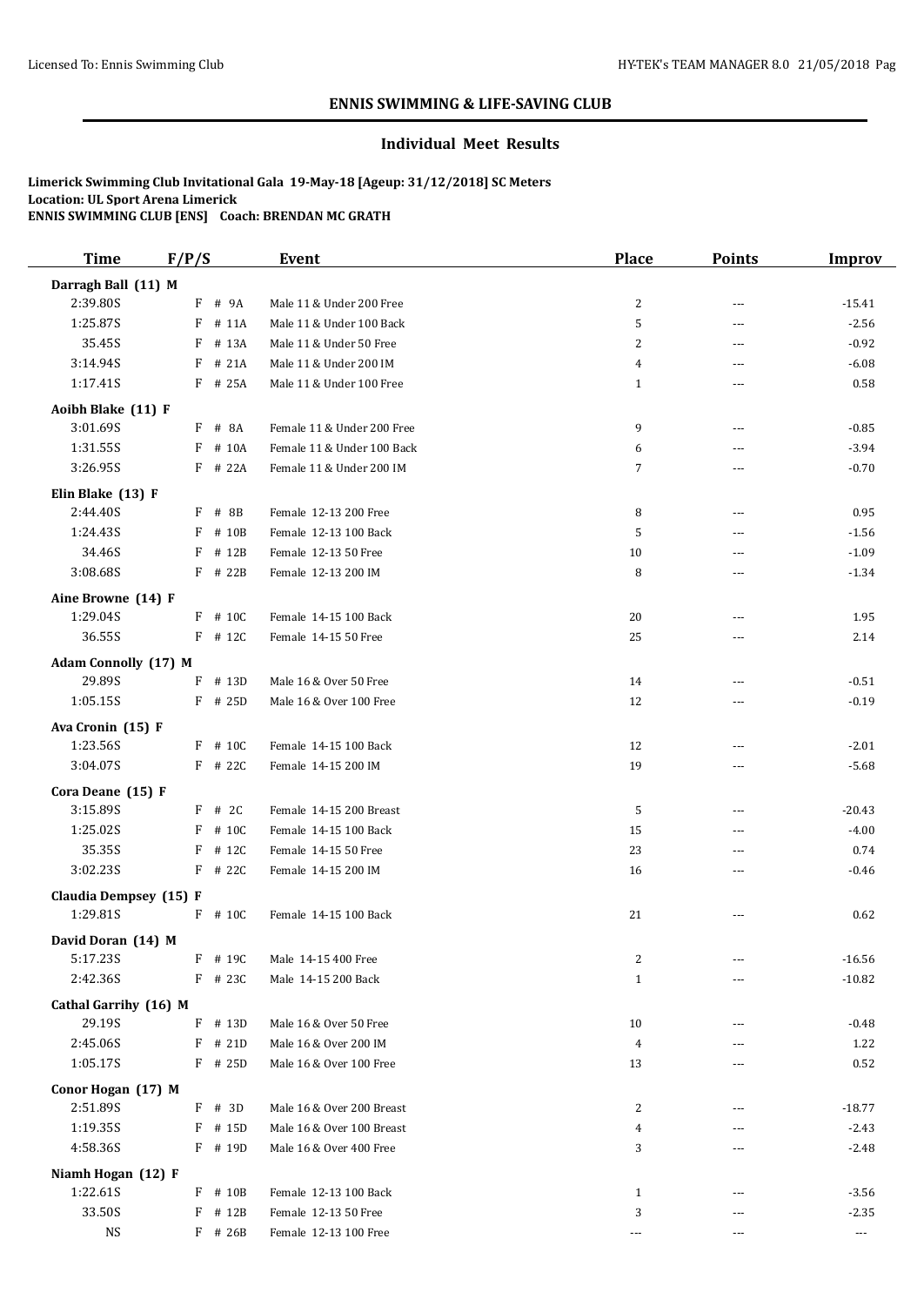## ENNIS SWIMMING & LIFE-SAVING CLUB

### Individual Meet Results

**Limerick Swimming Club Invitational Gala 19-May-18 [Ageup: 31/12/2018] SC Meters**
**Location: UL Sport Arena Limerick**
**ENNIS SWIMMING CLUB [ENS] Coach: BRENDAN MC GRATH**

| Time | F/P/S | Event | Place | Points | Improv |
|---|---|---|---|---|---|
| **Darragh Ball (11) M** | | | | | |
| 2:39.80S | F # 9A | Male 11 & Under 200 Free | 2 | --- | -15.41 |
| 1:25.87S | F # 11A | Male 11 & Under 100 Back | 5 | --- | -2.56 |
| 35.45S | F # 13A | Male 11 & Under 50 Free | 2 | --- | -0.92 |
| 3:14.94S | F # 21A | Male 11 & Under 200 IM | 4 | --- | -6.08 |
| 1:17.41S | F # 25A | Male 11 & Under 100 Free | 1 | --- | 0.58 |
| **Aoibh Blake (11) F** | | | | | |
| 3:01.69S | F # 8A | Female 11 & Under 200 Free | 9 | --- | -0.85 |
| 1:31.55S | F # 10A | Female 11 & Under 100 Back | 6 | --- | -3.94 |
| 3:26.95S | F # 22A | Female 11 & Under 200 IM | 7 | --- | -0.70 |
| **Elin Blake (13) F** | | | | | |
| 2:44.40S | F # 8B | Female 12-13 200 Free | 8 | --- | 0.95 |
| 1:24.43S | F # 10B | Female 12-13 100 Back | 5 | --- | -1.56 |
| 34.46S | F # 12B | Female 12-13 50 Free | 10 | --- | -1.09 |
| 3:08.68S | F # 22B | Female 12-13 200 IM | 8 | --- | -1.34 |
| **Aine Browne (14) F** | | | | | |
| 1:29.04S | F # 10C | Female 14-15 100 Back | 20 | --- | 1.95 |
| 36.55S | F # 12C | Female 14-15 50 Free | 25 | --- | 2.14 |
| **Adam Connolly (17) M** | | | | | |
| 29.89S | F # 13D | Male 16 & Over 50 Free | 14 | --- | -0.51 |
| 1:05.15S | F # 25D | Male 16 & Over 100 Free | 12 | --- | -0.19 |
| **Ava Cronin (15) F** | | | | | |
| 1:23.56S | F # 10C | Female 14-15 100 Back | 12 | --- | -2.01 |
| 3:04.07S | F # 22C | Female 14-15 200 IM | 19 | --- | -5.68 |
| **Cora Deane (15) F** | | | | | |
| 3:15.89S | F # 2C | Female 14-15 200 Breast | 5 | --- | -20.43 |
| 1:25.02S | F # 10C | Female 14-15 100 Back | 15 | --- | -4.00 |
| 35.35S | F # 12C | Female 14-15 50 Free | 23 | --- | 0.74 |
| 3:02.23S | F # 22C | Female 14-15 200 IM | 16 | --- | -0.46 |
| **Claudia Dempsey (15) F** | | | | | |
| 1:29.81S | F # 10C | Female 14-15 100 Back | 21 | --- | 0.62 |
| **David Doran (14) M** | | | | | |
| 5:17.23S | F # 19C | Male 14-15 400 Free | 2 | --- | -16.56 |
| 2:42.36S | F # 23C | Male 14-15 200 Back | 1 | --- | -10.82 |
| **Cathal Garrihy (16) M** | | | | | |
| 29.19S | F # 13D | Male 16 & Over 50 Free | 10 | --- | -0.48 |
| 2:45.06S | F # 21D | Male 16 & Over 200 IM | 4 | --- | 1.22 |
| 1:05.17S | F # 25D | Male 16 & Over 100 Free | 13 | --- | 0.52 |
| **Conor Hogan (17) M** | | | | | |
| 2:51.89S | F # 3D | Male 16 & Over 200 Breast | 2 | --- | -18.77 |
| 1:19.35S | F # 15D | Male 16 & Over 100 Breast | 4 | --- | -2.43 |
| 4:58.36S | F # 19D | Male 16 & Over 400 Free | 3 | --- | -2.48 |
| **Niamh Hogan (12) F** | | | | | |
| 1:22.61S | F # 10B | Female 12-13 100 Back | 1 | --- | -3.56 |
| 33.50S | F # 12B | Female 12-13 50 Free | 3 | --- | -2.35 |
| NS | F # 26B | Female 12-13 100 Free | --- | --- | --- |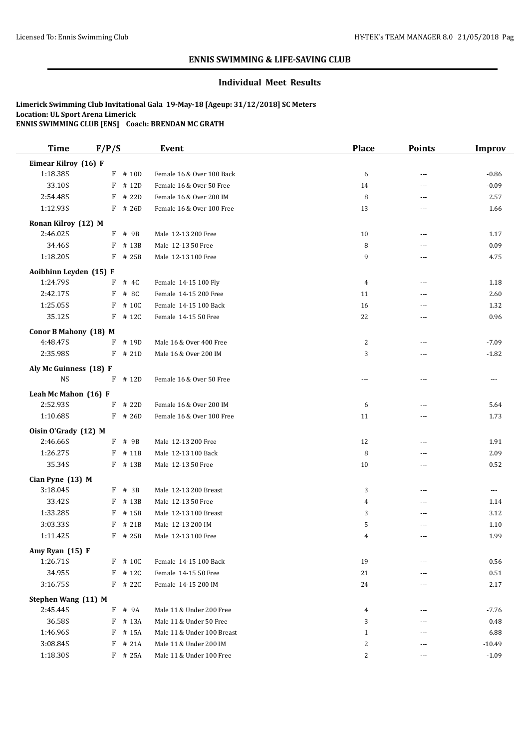## ENNIS SWIMMING & LIFE-SAVING CLUB

### Individual Meet Results

**Limerick Swimming Club Invitational Gala 19-May-18 [Ageup: 31/12/2018] SC Meters**
**Location: UL Sport Arena Limerick**
**ENNIS SWIMMING CLUB [ENS] Coach: BRENDAN MC GRATH**

| Time | F/P/S | | Event | Place | Points | Improv |
|---|---|---|---|---|---|---|
| **Eimear Kilroy (16) F** | | | | | | |
| 1:18.38S | F | # 10D | Female 16 & Over 100 Back | 6 | --- | -0.86 |
| 33.10S | F | # 12D | Female 16 & Over 50 Free | 14 | --- | -0.09 |
| 2:54.48S | F | # 22D | Female 16 & Over 200 IM | 8 | --- | 2.57 |
| 1:12.93S | F | # 26D | Female 16 & Over 100 Free | 13 | --- | 1.66 |
| **Ronan Kilroy (12) M** | | | | | | |
| 2:46.02S | F | # 9B | Male 12-13 200 Free | 10 | --- | 1.17 |
| 34.46S | F | # 13B | Male 12-13 50 Free | 8 | --- | 0.09 |
| 1:18.20S | F | # 25B | Male 12-13 100 Free | 9 | --- | 4.75 |
| **Aoibhinn Leyden (15) F** | | | | | | |
| 1:24.79S | F | # 4C | Female 14-15 100 Fly | 4 | --- | 1.18 |
| 2:42.17S | F | # 8C | Female 14-15 200 Free | 11 | --- | 2.60 |
| 1:25.05S | F | # 10C | Female 14-15 100 Back | 16 | --- | 1.32 |
| 35.12S | F | # 12C | Female 14-15 50 Free | 22 | --- | 0.96 |
| **Conor B Mahony (18) M** | | | | | | |
| 4:48.47S | F | # 19D | Male 16 & Over 400 Free | 2 | --- | -7.09 |
| 2:35.98S | F | # 21D | Male 16 & Over 200 IM | 3 | --- | -1.82 |
| **Aly Mc Guinness (18) F** | | | | | | |
| NS | F | # 12D | Female 16 & Over 50 Free | --- | --- | --- |
| **Leah Mc Mahon (16) F** | | | | | | |
| 2:52.93S | F | # 22D | Female 16 & Over 200 IM | 6 | --- | 5.64 |
| 1:10.68S | F | # 26D | Female 16 & Over 100 Free | 11 | --- | 1.73 |
| **Oisin O'Grady (12) M** | | | | | | |
| 2:46.66S | F | # 9B | Male 12-13 200 Free | 12 | --- | 1.91 |
| 1:26.27S | F | # 11B | Male 12-13 100 Back | 8 | --- | 2.09 |
| 35.34S | F | # 13B | Male 12-13 50 Free | 10 | --- | 0.52 |
| **Cian Pyne (13) M** | | | | | | |
| 3:18.04S | F | # 3B | Male 12-13 200 Breast | 3 | --- | --- |
| 33.42S | F | # 13B | Male 12-13 50 Free | 4 | --- | 1.14 |
| 1:33.28S | F | # 15B | Male 12-13 100 Breast | 3 | --- | 3.12 |
| 3:03.33S | F | # 21B | Male 12-13 200 IM | 5 | --- | 1.10 |
| 1:11.42S | F | # 25B | Male 12-13 100 Free | 4 | --- | 1.99 |
| **Amy Ryan (15) F** | | | | | | |
| 1:26.71S | F | # 10C | Female 14-15 100 Back | 19 | --- | 0.56 |
| 34.95S | F | # 12C | Female 14-15 50 Free | 21 | --- | 0.51 |
| 3:16.75S | F | # 22C | Female 14-15 200 IM | 24 | --- | 2.17 |
| **Stephen Wang (11) M** | | | | | | |
| 2:45.44S | F | # 9A | Male 11 & Under 200 Free | 4 | --- | -7.76 |
| 36.58S | F | # 13A | Male 11 & Under 50 Free | 3 | --- | 0.48 |
| 1:46.96S | F | # 15A | Male 11 & Under 100 Breast | 1 | --- | 6.88 |
| 3:08.84S | F | # 21A | Male 11 & Under 200 IM | 2 | --- | -10.49 |
| 1:18.30S | F | # 25A | Male 11 & Under 100 Free | 2 | --- | -1.09 |